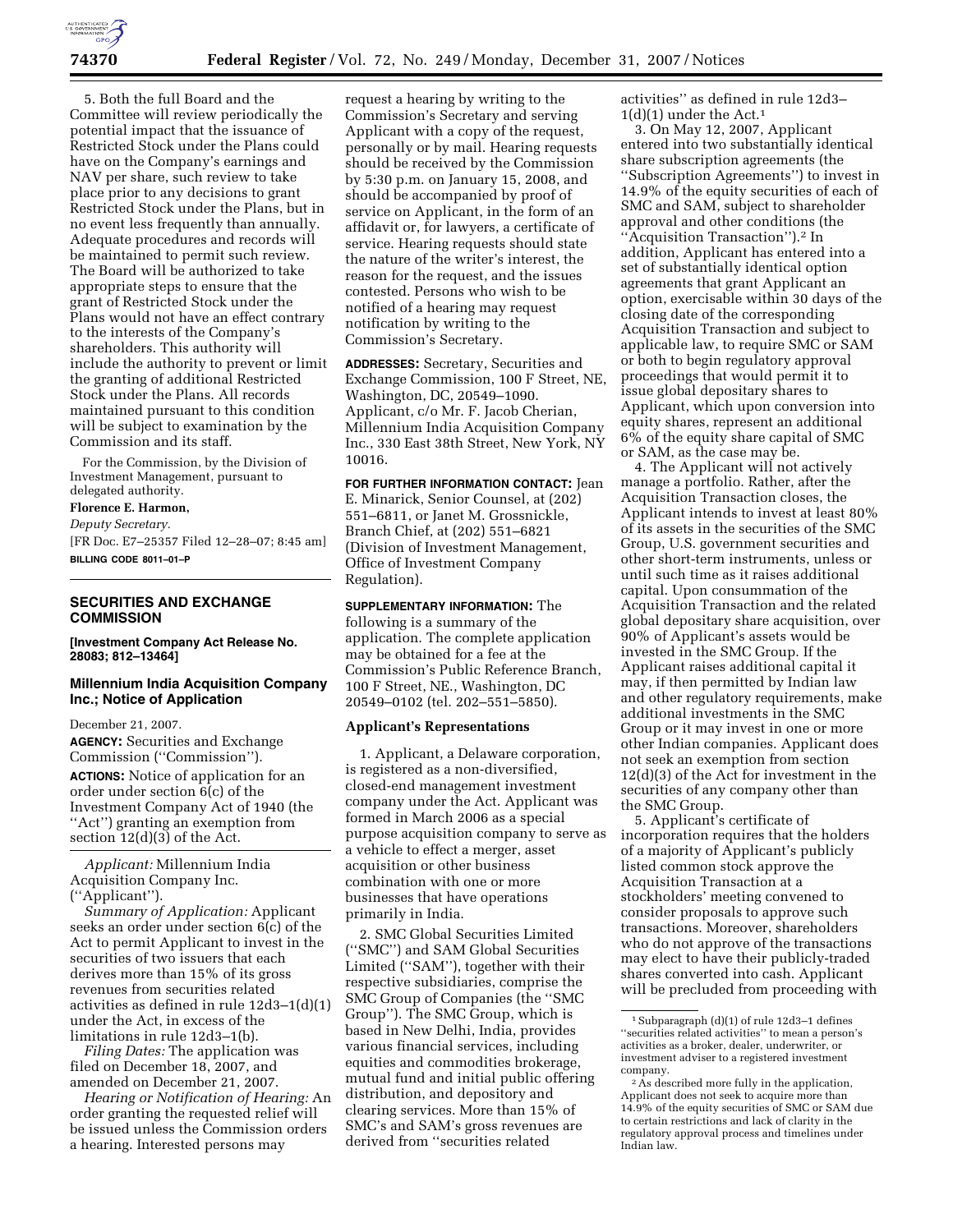5. Both the full Board and the Committee will review periodically the potential impact that the issuance of Restricted Stock under the Plans could have on the Company's earnings and NAV per share, such review to take place prior to any decisions to grant Restricted Stock under the Plans, but in no event less frequently than annually. Adequate procedures and records will be maintained to permit such review. The Board will be authorized to take appropriate steps to ensure that the grant of Restricted Stock under the Plans would not have an effect contrary to the interests of the Company's shareholders. This authority will include the authority to prevent or limit the granting of additional Restricted Stock under the Plans. All records maintained pursuant to this condition will be subject to examination by the Commission and its staff.

For the Commission, by the Division of Investment Management, pursuant to delegated authority.

**Florence E. Harmon,**

*Deputy Secretary.*

[FR Doc. E7–25357 Filed 12–28–07; 8:45 am]

**BILLING CODE 8011–01–P**

## SECURITIES AND EXCHANGE COMMISSION

**[Investment Company Act Release No. 28083; 812–13464]**

## Millennium India Acquisition Company Inc.; Notice of Application

December 21, 2007.

**AGENCY:** Securities and Exchange Commission (''Commission'').

**ACTIONS:** Notice of application for an order under section 6(c) of the Investment Company Act of 1940 (the ''Act'') granting an exemption from section 12(d)(3) of the Act.

*Applicant:* Millennium India Acquisition Company Inc. (''Applicant'').

*Summary of Application:* Applicant seeks an order under section 6(c) of the Act to permit Applicant to invest in the securities of two issuers that each derives more than 15% of its gross revenues from securities related activities as defined in rule 12d3–1(d)(1) under the Act, in excess of the limitations in rule 12d3–1(b).

*Filing Dates:* The application was filed on December 18, 2007, and amended on December 21, 2007.

*Hearing or Notification of Hearing:* An order granting the requested relief will be issued unless the Commission orders a hearing. Interested persons may request a hearing by writing to the Commission's Secretary and serving Applicant with a copy of the request, personally or by mail. Hearing requests should be received by the Commission by 5:30 p.m. on January 15, 2008, and should be accompanied by proof of service on Applicant, in the form of an affidavit or, for lawyers, a certificate of service. Hearing requests should state the nature of the writer's interest, the reason for the request, and the issues contested. Persons who wish to be notified of a hearing may request notification by writing to the Commission's Secretary.

**ADDRESSES:** Secretary, Securities and Exchange Commission, 100 F Street, NE, Washington, DC, 20549–1090. Applicant, c/o Mr. F. Jacob Cherian, Millennium India Acquisition Company Inc., 330 East 38th Street, New York, NY 10016.

**FOR FURTHER INFORMATION CONTACT:** Jean E. Minarick, Senior Counsel, at (202) 551–6811, or Janet M. Grossnickle, Branch Chief, at (202) 551–6821 (Division of Investment Management, Office of Investment Company Regulation).

**SUPPLEMENTARY INFORMATION:** The following is a summary of the application. The complete application may be obtained for a fee at the Commission's Public Reference Branch, 100 F Street, NE., Washington, DC 20549–0102 (tel. 202–551–5850).

### Applicant's Representations

1. Applicant, a Delaware corporation, is registered as a non-diversified, closed-end management investment company under the Act. Applicant was formed in March 2006 as a special purpose acquisition company to serve as a vehicle to effect a merger, asset acquisition or other business combination with one or more businesses that have operations primarily in India.

2. SMC Global Securities Limited (''SMC'') and SAM Global Securities Limited (''SAM''), together with their respective subsidiaries, comprise the SMC Group of Companies (the ''SMC Group''). The SMC Group, which is based in New Delhi, India, provides various financial services, including equities and commodities brokerage, mutual fund and initial public offering distribution, and depository and clearing services. More than 15% of SMC's and SAM's gross revenues are derived from ''securities related activities'' as defined in rule 12d3–1(d)(1) under the Act.[1]

3. On May 12, 2007, Applicant entered into two substantially identical share subscription agreements (the ''Subscription Agreements'') to invest in 14.9% of the equity securities of each of SMC and SAM, subject to shareholder approval and other conditions (the ''Acquisition Transaction'').[2] In addition, Applicant has entered into a set of substantially identical option agreements that grant Applicant an option, exercisable within 30 days of the closing date of the corresponding Acquisition Transaction and subject to applicable law, to require SMC or SAM or both to begin regulatory approval proceedings that would permit it to issue global depositary shares to Applicant, which upon conversion into equity shares, represent an additional 6% of the equity share capital of SMC or SAM, as the case may be.

4. The Applicant will not actively manage a portfolio. Rather, after the Acquisition Transaction closes, the Applicant intends to invest at least 80% of its assets in the securities of the SMC Group, U.S. government securities and other short-term instruments, unless or until such time as it raises additional capital. Upon consummation of the Acquisition Transaction and the related global depositary share acquisition, over 90% of Applicant's assets would be invested in the SMC Group. If the Applicant raises additional capital it may, if then permitted by Indian law and other regulatory requirements, make additional investments in the SMC Group or it may invest in one or more other Indian companies. Applicant does not seek an exemption from section 12(d)(3) of the Act for investment in the securities of any company other than the SMC Group.

5. Applicant's certificate of incorporation requires that the holders of a majority of Applicant's publicly listed common stock approve the Acquisition Transaction at a stockholders' meeting convened to consider proposals to approve such transactions. Moreover, shareholders who do not approve of the transactions may elect to have their publicly-traded shares converted into cash. Applicant will be precluded from proceeding with

[1] Subparagraph (d)(1) of rule 12d3–1 defines ''securities related activities'' to mean a person's activities as a broker, dealer, underwriter, or investment adviser to a registered investment company.

[2] As described more fully in the application, Applicant does not seek to acquire more than 14.9% of the equity securities of SMC or SAM due to certain restrictions and lack of clarity in the regulatory approval process and timelines under Indian law.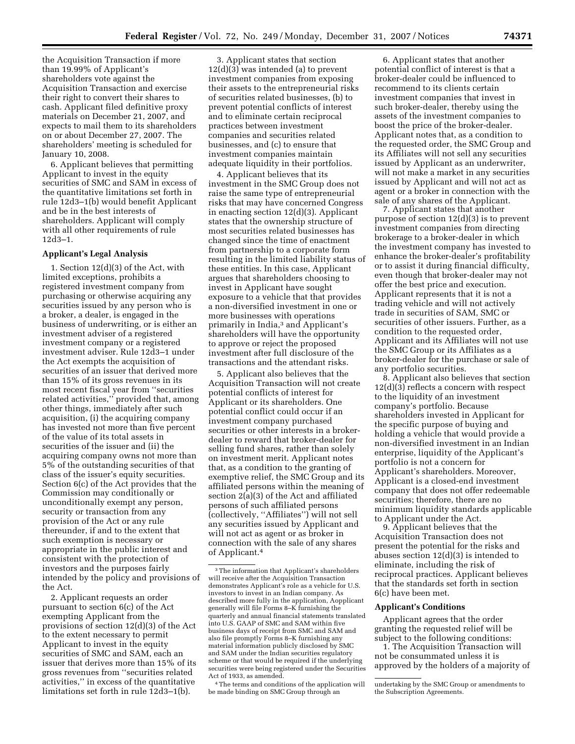the Acquisition Transaction if more than 19.99% of Applicant's shareholders vote against the Acquisition Transaction and exercise their right to convert their shares to cash. Applicant filed definitive proxy materials on December 21, 2007, and expects to mail them to its shareholders on or about December 27, 2007. The shareholders' meeting is scheduled for January 10, 2008.

6. Applicant believes that permitting Applicant to invest in the equity securities of SMC and SAM in excess of the quantitative limitations set forth in rule 12d3–1(b) would benefit Applicant and be in the best interests of shareholders. Applicant will comply with all other requirements of rule 12d3–1.

**Applicant's Legal Analysis**

1. Section 12(d)(3) of the Act, with limited exceptions, prohibits a registered investment company from purchasing or otherwise acquiring any securities issued by any person who is a broker, a dealer, is engaged in the business of underwriting, or is either an investment adviser of a registered investment company or a registered investment adviser. Rule 12d3–1 under the Act exempts the acquisition of securities of an issuer that derived more than 15% of its gross revenues in its most recent fiscal year from ''securities related activities,'' provided that, among other things, immediately after such acquisition, (i) the acquiring company has invested not more than five percent of the value of its total assets in securities of the issuer and (ii) the acquiring company owns not more than 5% of the outstanding securities of that class of the issuer's equity securities. Section 6(c) of the Act provides that the Commission may conditionally or unconditionally exempt any person, security or transaction from any provision of the Act or any rule thereunder, if and to the extent that such exemption is necessary or appropriate in the public interest and consistent with the protection of investors and the purposes fairly intended by the policy and provisions of the Act.

2. Applicant requests an order pursuant to section 6(c) of the Act exempting Applicant from the provisions of section 12(d)(3) of the Act to the extent necessary to permit Applicant to invest in the equity securities of SMC and SAM, each an issuer that derives more than 15% of its gross revenues from ''securities related activities,'' in excess of the quantitative limitations set forth in rule 12d3–1(b).

3. Applicant states that section 12(d)(3) was intended (a) to prevent investment companies from exposing their assets to the entrepreneurial risks of securities related businesses, (b) to prevent potential conflicts of interest and to eliminate certain reciprocal practices between investment companies and securities related businesses, and (c) to ensure that investment companies maintain adequate liquidity in their portfolios.

4. Applicant believes that its investment in the SMC Group does not raise the same type of entrepreneurial risks that may have concerned Congress in enacting section 12(d)(3). Applicant states that the ownership structure of most securities related businesses has changed since the time of enactment from partnership to a corporate form resulting in the limited liability status of these entities. In this case, Applicant argues that shareholders choosing to invest in Applicant have sought exposure to a vehicle that that provides a non-diversified investment in one or more businesses with operations primarily in India,[3] and Applicant's shareholders will have the opportunity to approve or reject the proposed investment after full disclosure of the transactions and the attendant risks.

5. Applicant also believes that the Acquisition Transaction will not create potential conflicts of interest for Applicant or its shareholders. One potential conflict could occur if an investment company purchased securities or other interests in a broker-dealer to reward that broker-dealer for selling fund shares, rather than solely on investment merit. Applicant notes that, as a condition to the granting of exemptive relief, the SMC Group and its affiliated persons within the meaning of section 2(a)(3) of the Act and affiliated persons of such affiliated persons (collectively, ''Affiliates'') will not sell any securities issued by Applicant and will not act as agent or as broker in connection with the sale of any shares of Applicant.[4]

6. Applicant states that another potential conflict of interest is that a broker-dealer could be influenced to recommend to its clients certain investment companies that invest in such broker-dealer, thereby using the assets of the investment companies to boost the price of the broker-dealer. Applicant notes that, as a condition to the requested order, the SMC Group and its Affiliates will not sell any securities issued by Applicant as an underwriter, will not make a market in any securities issued by Applicant and will not act as agent or a broker in connection with the sale of any shares of the Applicant.

7. Applicant states that another purpose of section 12(d)(3) is to prevent investment companies from directing brokerage to a broker-dealer in which the investment company has invested to enhance the broker-dealer's profitability or to assist it during financial difficulty, even though that broker-dealer may not offer the best price and execution. Applicant represents that it is not a trading vehicle and will not actively trade in securities of SAM, SMC or securities of other issuers. Further, as a condition to the requested order, Applicant and its Affiliates will not use the SMC Group or its Affiliates as a broker-dealer for the purchase or sale of any portfolio securities.

8. Applicant also believes that section 12(d)(3) reflects a concern with respect to the liquidity of an investment company's portfolio. Because shareholders invested in Applicant for the specific purpose of buying and holding a vehicle that would provide a non-diversified investment in an Indian enterprise, liquidity of the Applicant's portfolio is not a concern for Applicant's shareholders. Moreover, Applicant is a closed-end investment company that does not offer redeemable securities; therefore, there are no minimum liquidity standards applicable to Applicant under the Act.

9. Applicant believes that the Acquisition Transaction does not present the potential for the risks and abuses section 12(d)(3) is intended to eliminate, including the risk of reciprocal practices. Applicant believes that the standards set forth in section 6(c) have been met.

**Applicant's Conditions**

Applicant agrees that the order granting the requested relief will be subject to the following conditions:

1. The Acquisition Transaction will not be consummated unless it is approved by the holders of a majority of

---

[3] The information that Applicant's shareholders will receive after the Acquisition Transaction demonstrates Applicant's role as a vehicle for U.S. investors to invest in an Indian company. As described more fully in the application, Aopplicant generally will file Forms 8–K furnishing the quarterly and annual financial statements translated into U.S. GAAP of SMC and SAM within five business days of receipt from SMC and SAM and also file promptly Forms 8–K furnishing any material information publicly disclosed by SMC and SAM under the Indian securities regulatory scheme or that would be required if the underlying securities were being registered under the Securities Act of 1933, as amended.

[4] The terms and conditions of the application will be made binding on SMC Group through an undertaking by the SMC Group or amendments to the Subscription Agreements.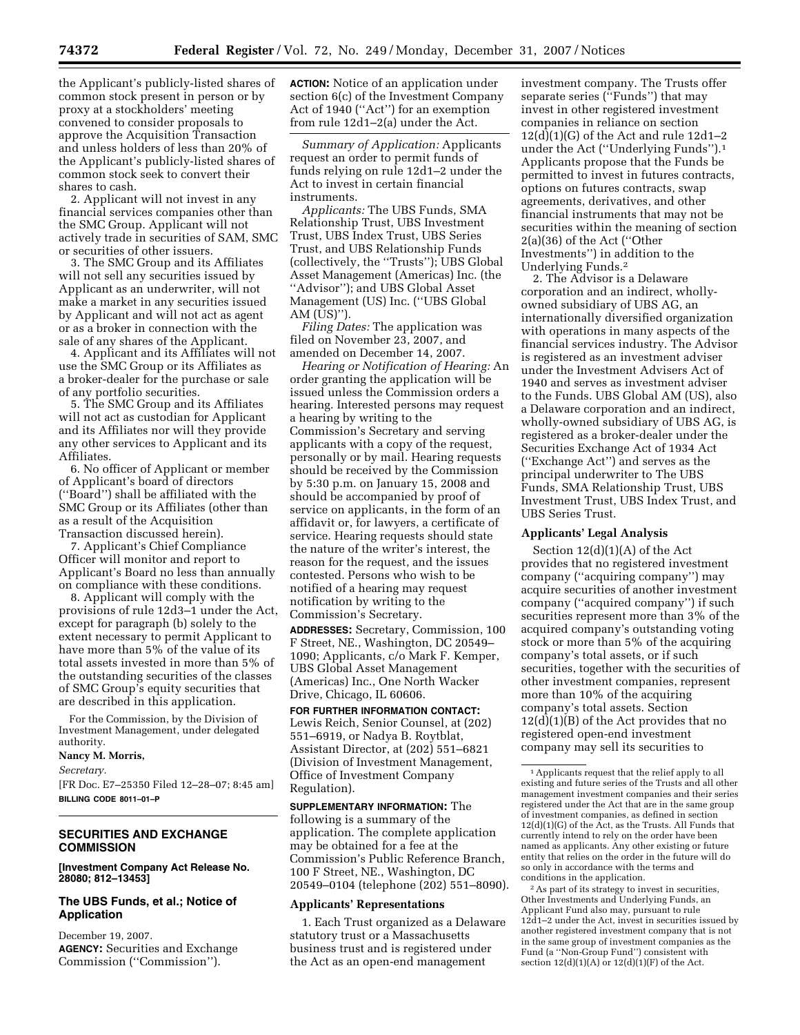the Applicant's publicly-listed shares of common stock present in person or by proxy at a stockholders' meeting convened to consider proposals to approve the Acquisition Transaction and unless holders of less than 20% of the Applicant's publicly-listed shares of common stock seek to convert their shares to cash.

2. Applicant will not invest in any financial services companies other than the SMC Group. Applicant will not actively trade in securities of SAM, SMC or securities of other issuers.

3. The SMC Group and its Affiliates will not sell any securities issued by Applicant as an underwriter, will not make a market in any securities issued by Applicant and will not act as agent or as a broker in connection with the sale of any shares of the Applicant.

4. Applicant and its Affiliates will not use the SMC Group or its Affiliates as a broker-dealer for the purchase or sale of any portfolio securities.

5. The SMC Group and its Affiliates will not act as custodian for Applicant and its Affiliates nor will they provide any other services to Applicant and its Affiliates.

6. No officer of Applicant or member of Applicant's board of directors (''Board'') shall be affiliated with the SMC Group or its Affiliates (other than as a result of the Acquisition Transaction discussed herein).

7. Applicant's Chief Compliance Officer will monitor and report to Applicant's Board no less than annually on compliance with these conditions.

8. Applicant will comply with the provisions of rule 12d3–1 under the Act, except for paragraph (b) solely to the extent necessary to permit Applicant to have more than 5% of the value of its total assets invested in more than 5% of the outstanding securities of the classes of SMC Group's equity securities that are described in this application.

For the Commission, by the Division of Investment Management, under delegated authority.

**Nancy M. Morris,**

*Secretary.*

[FR Doc. E7–25350 Filed 12–28–07; 8:45 am]

**BILLING CODE 8011–01–P**

## SECURITIES AND EXCHANGE COMMISSION

**[Investment Company Act Release No. 28080; 812–13453]**

## The UBS Funds, et al.; Notice of Application

December 19, 2007.

**AGENCY:** Securities and Exchange Commission (''Commission'').

**ACTION:** Notice of an application under section 6(c) of the Investment Company Act of 1940 (''Act'') for an exemption from rule 12d1–2(a) under the Act.

*Summary of Application:* Applicants request an order to permit funds of funds relying on rule 12d1–2 under the Act to invest in certain financial instruments.

*Applicants:* The UBS Funds, SMA Relationship Trust, UBS Investment Trust, UBS Index Trust, UBS Series Trust, and UBS Relationship Funds (collectively, the ''Trusts''); UBS Global Asset Management (Americas) Inc. (the ''Advisor''); and UBS Global Asset Management (US) Inc. (''UBS Global AM (US)'').

*Filing Dates:* The application was filed on November 23, 2007, and amended on December 14, 2007.

*Hearing or Notification of Hearing:* An order granting the application will be issued unless the Commission orders a hearing. Interested persons may request a hearing by writing to the Commission's Secretary and serving applicants with a copy of the request, personally or by mail. Hearing requests should be received by the Commission by 5:30 p.m. on January 15, 2008 and should be accompanied by proof of service on applicants, in the form of an affidavit or, for lawyers, a certificate of service. Hearing requests should state the nature of the writer's interest, the reason for the request, and the issues contested. Persons who wish to be notified of a hearing may request notification by writing to the Commission's Secretary.

**ADDRESSES:** Secretary, Commission, 100 F Street, NE., Washington, DC 20549–1090; Applicants, c/o Mark F. Kemper, UBS Global Asset Management (Americas) Inc., One North Wacker Drive, Chicago, IL 60606.

**FOR FURTHER INFORMATION CONTACT:** Lewis Reich, Senior Counsel, at (202) 551–6919, or Nadya B. Roytblat, Assistant Director, at (202) 551–6821 (Division of Investment Management, Office of Investment Company Regulation).

**SUPPLEMENTARY INFORMATION:** The following is a summary of the application. The complete application may be obtained for a fee at the Commission's Public Reference Branch, 100 F Street, NE., Washington, DC 20549–0104 (telephone (202) 551–8090).

### Applicants' Representations

1. Each Trust organized as a Delaware statutory trust or a Massachusetts business trust and is registered under the Act as an open-end management investment company. The Trusts offer separate series (''Funds'') that may invest in other registered investment companies in reliance on section 12(d)(1)(G) of the Act and rule 12d1–2 under the Act (''Underlying Funds'').[1] Applicants propose that the Funds be permitted to invest in futures contracts, options on futures contracts, swap agreements, derivatives, and other financial instruments that may not be securities within the meaning of section 2(a)(36) of the Act (''Other Investments'') in addition to the Underlying Funds.[2]

2. The Advisor is a Delaware corporation and an indirect, wholly-owned subsidiary of UBS AG, an internationally diversified organization with operations in many aspects of the financial services industry. The Advisor is registered as an investment adviser under the Investment Advisers Act of 1940 and serves as investment adviser to the Funds. UBS Global AM (US), also a Delaware corporation and an indirect, wholly-owned subsidiary of UBS AG, is registered as a broker-dealer under the Securities Exchange Act of 1934 Act (''Exchange Act'') and serves as the principal underwriter to The UBS Funds, SMA Relationship Trust, UBS Investment Trust, UBS Index Trust, and UBS Series Trust.

### Applicants' Legal Analysis

Section 12(d)(1)(A) of the Act provides that no registered investment company (''acquiring company'') may acquire securities of another investment company (''acquired company'') if such securities represent more than 3% of the acquired company's outstanding voting stock or more than 5% of the acquiring company's total assets, or if such securities, together with the securities of other investment companies, represent more than 10% of the acquiring company's total assets. Section 12(d)(1)(B) of the Act provides that no registered open-end investment company may sell its securities to

[1] Applicants request that the relief apply to all existing and future series of the Trusts and all other management investment companies and their series registered under the Act that are in the same group of investment companies, as defined in section 12(d)(1)(G) of the Act, as the Trusts. All Funds that currently intend to rely on the order have been named as applicants. Any other existing or future entity that relies on the order in the future will do so only in accordance with the terms and conditions in the application.

[2] As part of its strategy to invest in securities, Other Investments and Underlying Funds, an Applicant Fund also may, pursuant to rule 12d1–2 under the Act, invest in securities issued by another registered investment company that is not in the same group of investment companies as the Fund (a ''Non-Group Fund'') consistent with section 12(d)(1)(A) or 12(d)(1)(F) of the Act.